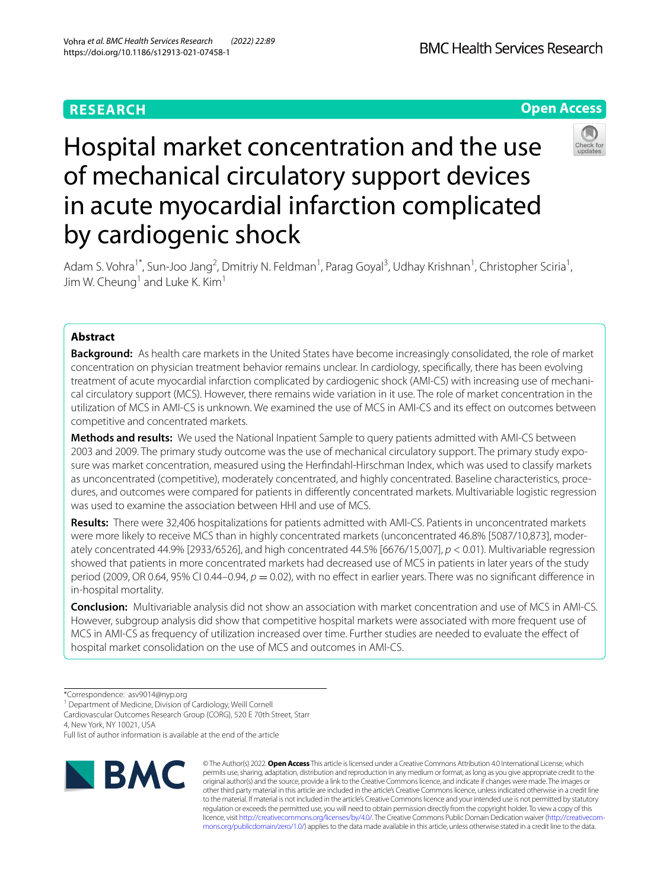RESEARCH

Open Access

# Hospital market concentration and the use of mechanical circulatory support devices in acute myocardial infarction complicated by cardiogenic shock

Adam S. Vohra[1*], Sun-Joo Jang[2], Dmitriy N. Feldman[1], Parag Goyal[3], Udhay Krishnan[1], Christopher Sciria[1], Jim W. Cheung[1] and Luke K. Kim[1]

## Abstract

**Background:** As health care markets in the United States have become increasingly consolidated, the role of market concentration on physician treatment behavior remains unclear. In cardiology, specifically, there has been evolving treatment of acute myocardial infarction complicated by cardiogenic shock (AMI-CS) with increasing use of mechanical circulatory support (MCS). However, there remains wide variation in it use. The role of market concentration in the utilization of MCS in AMI-CS is unknown. We examined the use of MCS in AMI-CS and its effect on outcomes between competitive and concentrated markets.

**Methods and results:** We used the National Inpatient Sample to query patients admitted with AMI-CS between 2003 and 2009. The primary study outcome was the use of mechanical circulatory support. The primary study exposure was market concentration, measured using the Herfindahl-Hirschman Index, which was used to classify markets as unconcentrated (competitive), moderately concentrated, and highly concentrated. Baseline characteristics, procedures, and outcomes were compared for patients in differently concentrated markets. Multivariable logistic regression was used to examine the association between HHI and use of MCS.

**Results:** There were 32,406 hospitalizations for patients admitted with AMI-CS. Patients in unconcentrated markets were more likely to receive MCS than in highly concentrated markets (unconcentrated 46.8% [5087/10,873], moderately concentrated 44.9% [2933/6526], and high concentrated 44.5% [6676/15,007], $p < 0.01$). Multivariable regression showed that patients in more concentrated markets had decreased use of MCS in patients in later years of the study period (2009, OR 0.64, 95% CI 0.44–0.94, $p = 0.02$), with no effect in earlier years. There was no significant difference in in-hospital mortality.

**Conclusion:** Multivariable analysis did not show an association with market concentration and use of MCS in AMI-CS. However, subgroup analysis did show that competitive hospital markets were associated with more frequent use of MCS in AMI-CS as frequency of utilization increased over time. Further studies are needed to evaluate the effect of hospital market consolidation on the use of MCS and outcomes in AMI-CS.

*Correspondence: asv9014@nyp.org

[1] Department of Medicine, Division of Cardiology, Weill Cornell Cardiovascular Outcomes Research Group (CORG), 520 E 70th Street, Starr 4, New York, NY 10021, USA

Full list of author information is available at the end of the article

© The Author(s) 2022. **Open Access** This article is licensed under a Creative Commons Attribution 4.0 International License, which permits use, sharing, adaptation, distribution and reproduction in any medium or format, as long as you give appropriate credit to the original author(s) and the source, provide a link to the Creative Commons licence, and indicate if changes were made. The images or other third party material in this article are included in the article's Creative Commons licence, unless indicated otherwise in a credit line to the material. If material is not included in the article's Creative Commons licence and your intended use is not permitted by statutory regulation or exceeds the permitted use, you will need to obtain permission directly from the copyright holder. To view a copy of this licence, visit http://creativecommons.org/licenses/by/4.0/. The Creative Commons Public Domain Dedication waiver (http://creativecommons.org/publicdomain/zero/1.0/) applies to the data made available in this article, unless otherwise stated in a credit line to the data.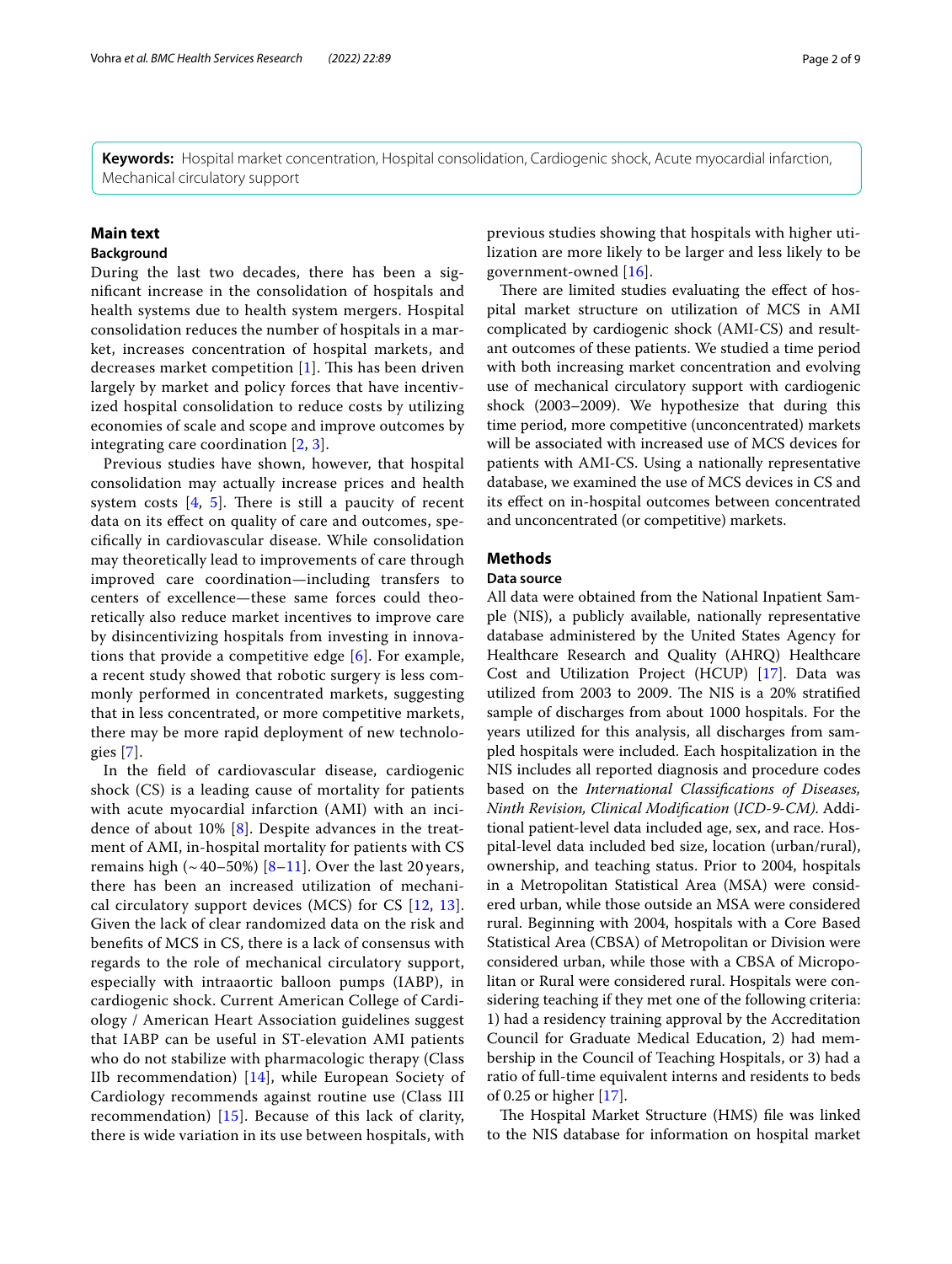**Keywords:** Hospital market concentration, Hospital consolidation, Cardiogenic shock, Acute myocardial infarction, Mechanical circulatory support

## Main text

### Background

During the last two decades, there has been a significant increase in the consolidation of hospitals and health systems due to health system mergers. Hospital consolidation reduces the number of hospitals in a market, increases concentration of hospital markets, and decreases market competition [1]. This has been driven largely by market and policy forces that have incentivized hospital consolidation to reduce costs by utilizing economies of scale and scope and improve outcomes by integrating care coordination [2, 3].

Previous studies have shown, however, that hospital consolidation may actually increase prices and health system costs [4, 5]. There is still a paucity of recent data on its effect on quality of care and outcomes, specifically in cardiovascular disease. While consolidation may theoretically lead to improvements of care through improved care coordination—including transfers to centers of excellence—these same forces could theoretically also reduce market incentives to improve care by disincentivizing hospitals from investing in innovations that provide a competitive edge [6]. For example, a recent study showed that robotic surgery is less commonly performed in concentrated markets, suggesting that in less concentrated, or more competitive markets, there may be more rapid deployment of new technologies [7].

In the field of cardiovascular disease, cardiogenic shock (CS) is a leading cause of mortality for patients with acute myocardial infarction (AMI) with an incidence of about 10% [8]. Despite advances in the treatment of AMI, in-hospital mortality for patients with CS remains high (~ 40–50%) [8–11]. Over the last 20 years, there has been an increased utilization of mechanical circulatory support devices (MCS) for CS [12, 13]. Given the lack of clear randomized data on the risk and benefits of MCS in CS, there is a lack of consensus with regards to the role of mechanical circulatory support, especially with intraaortic balloon pumps (IABP), in cardiogenic shock. Current American College of Cardiology / American Heart Association guidelines suggest that IABP can be useful in ST-elevation AMI patients who do not stabilize with pharmacologic therapy (Class IIb recommendation) [14], while European Society of Cardiology recommends against routine use (Class III recommendation) [15]. Because of this lack of clarity, there is wide variation in its use between hospitals, with previous studies showing that hospitals with higher utilization are more likely to be larger and less likely to be government-owned [16].

There are limited studies evaluating the effect of hospital market structure on utilization of MCS in AMI complicated by cardiogenic shock (AMI-CS) and resultant outcomes of these patients. We studied a time period with both increasing market concentration and evolving use of mechanical circulatory support with cardiogenic shock (2003–2009). We hypothesize that during this time period, more competitive (unconcentrated) markets will be associated with increased use of MCS devices for patients with AMI-CS. Using a nationally representative database, we examined the use of MCS devices in CS and its effect on in-hospital outcomes between concentrated and unconcentrated (or competitive) markets.

## Methods

### Data source

All data were obtained from the National Inpatient Sample (NIS), a publicly available, nationally representative database administered by the United States Agency for Healthcare Research and Quality (AHRQ) Healthcare Cost and Utilization Project (HCUP) [17]. Data was utilized from 2003 to 2009. The NIS is a 20% stratified sample of discharges from about 1000 hospitals. For the years utilized for this analysis, all discharges from sampled hospitals were included. Each hospitalization in the NIS includes all reported diagnosis and procedure codes based on the *International Classifications of Diseases, Ninth Revision, Clinical Modification* (*ICD-9-CM)*. Additional patient-level data included age, sex, and race. Hospital-level data included bed size, location (urban/rural), ownership, and teaching status. Prior to 2004, hospitals in a Metropolitan Statistical Area (MSA) were considered urban, while those outside an MSA were considered rural. Beginning with 2004, hospitals with a Core Based Statistical Area (CBSA) of Metropolitan or Division were considered urban, while those with a CBSA of Micropolitan or Rural were considered rural. Hospitals were considering teaching if they met one of the following criteria: 1) had a residency training approval by the Accreditation Council for Graduate Medical Education, 2) had membership in the Council of Teaching Hospitals, or 3) had a ratio of full-time equivalent interns and residents to beds of 0.25 or higher [17].

The Hospital Market Structure (HMS) file was linked to the NIS database for information on hospital market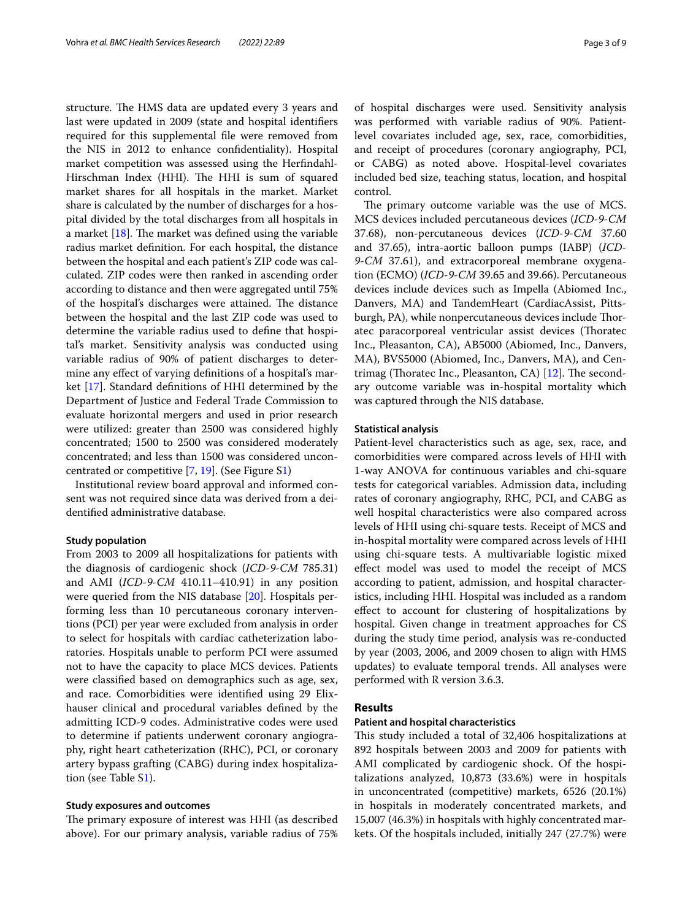structure. The HMS data are updated every 3 years and last were updated in 2009 (state and hospital identifiers required for this supplemental file were removed from the NIS in 2012 to enhance confidentiality). Hospital market competition was assessed using the Herfindahl-Hirschman Index (HHI). The HHI is sum of squared market shares for all hospitals in the market. Market share is calculated by the number of discharges for a hospital divided by the total discharges from all hospitals in a market [18]. The market was defined using the variable radius market definition. For each hospital, the distance between the hospital and each patient's ZIP code was calculated. ZIP codes were then ranked in ascending order according to distance and then were aggregated until 75% of the hospital's discharges were attained. The distance between the hospital and the last ZIP code was used to determine the variable radius used to define that hospital's market. Sensitivity analysis was conducted using variable radius of 90% of patient discharges to determine any effect of varying definitions of a hospital's market [17]. Standard definitions of HHI determined by the Department of Justice and Federal Trade Commission to evaluate horizontal mergers and used in prior research were utilized: greater than 2500 was considered highly concentrated; 1500 to 2500 was considered moderately concentrated; and less than 1500 was considered unconcentrated or competitive [7, 19]. (See Figure S1)

Institutional review board approval and informed consent was not required since data was derived from a deidentified administrative database.

### Study population

From 2003 to 2009 all hospitalizations for patients with the diagnosis of cardiogenic shock (*ICD-9-CM* 785.31) and AMI (*ICD-9-CM* 410.11–410.91) in any position were queried from the NIS database [20]. Hospitals performing less than 10 percutaneous coronary interventions (PCI) per year were excluded from analysis in order to select for hospitals with cardiac catheterization laboratories. Hospitals unable to perform PCI were assumed not to have the capacity to place MCS devices. Patients were classified based on demographics such as age, sex, and race. Comorbidities were identified using 29 Elixhauser clinical and procedural variables defined by the admitting ICD-9 codes. Administrative codes were used to determine if patients underwent coronary angiography, right heart catheterization (RHC), PCI, or coronary artery bypass grafting (CABG) during index hospitalization (see Table S1).

### Study exposures and outcomes

The primary exposure of interest was HHI (as described above). For our primary analysis, variable radius of 75% of hospital discharges were used. Sensitivity analysis was performed with variable radius of 90%. Patient-level covariates included age, sex, race, comorbidities, and receipt of procedures (coronary angiography, PCI, or CABG) as noted above. Hospital-level covariates included bed size, teaching status, location, and hospital control.

The primary outcome variable was the use of MCS. MCS devices included percutaneous devices (*ICD-9-CM* 37.68), non-percutaneous devices (*ICD-9-CM* 37.60 and 37.65), intra-aortic balloon pumps (IABP) (*ICD-9-CM* 37.61), and extracorporeal membrane oxygenation (ECMO) (*ICD-9-CM* 39.65 and 39.66). Percutaneous devices include devices such as Impella (Abiomed Inc., Danvers, MA) and TandemHeart (CardiacAssist, Pittsburgh, PA), while nonpercutaneous devices include Thoratec paracorporeal ventricular assist devices (Thoratec Inc., Pleasanton, CA), AB5000 (Abiomed, Inc., Danvers, MA), BVS5000 (Abiomed, Inc., Danvers, MA), and Centrimag (Thoratec Inc., Pleasanton, CA) [12]. The secondary outcome variable was in-hospital mortality which was captured through the NIS database.

### Statistical analysis

Patient-level characteristics such as age, sex, race, and comorbidities were compared across levels of HHI with 1-way ANOVA for continuous variables and chi-square tests for categorical variables. Admission data, including rates of coronary angiography, RHC, PCI, and CABG as well hospital characteristics were also compared across levels of HHI using chi-square tests. Receipt of MCS and in-hospital mortality were compared across levels of HHI using chi-square tests. A multivariable logistic mixed effect model was used to model the receipt of MCS according to patient, admission, and hospital characteristics, including HHI. Hospital was included as a random effect to account for clustering of hospitalizations by hospital. Given change in treatment approaches for CS during the study time period, analysis was re-conducted by year (2003, 2006, and 2009 chosen to align with HMS updates) to evaluate temporal trends. All analyses were performed with R version 3.6.3.

## Results

### Patient and hospital characteristics

This study included a total of 32,406 hospitalizations at 892 hospitals between 2003 and 2009 for patients with AMI complicated by cardiogenic shock. Of the hospitalizations analyzed, 10,873 (33.6%) were in hospitals in unconcentrated (competitive) markets, 6526 (20.1%) in hospitals in moderately concentrated markets, and 15,007 (46.3%) in hospitals with highly concentrated markets. Of the hospitals included, initially 247 (27.7%) were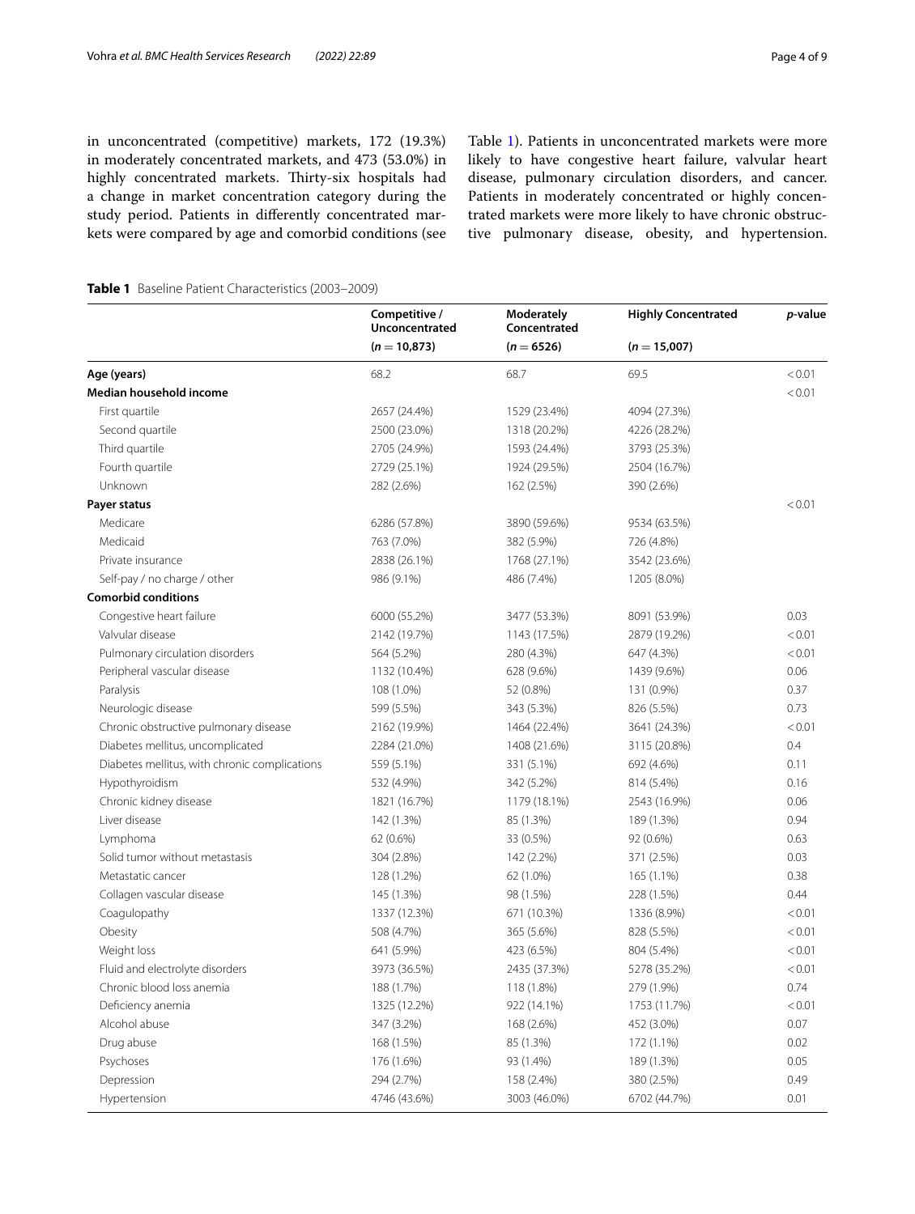in unconcentrated (competitive) markets, 172 (19.3%) in moderately concentrated markets, and 473 (53.0%) in highly concentrated markets. Thirty-six hospitals had a change in market concentration category during the study period. Patients in differently concentrated markets were compared by age and comorbid conditions (see Table 1). Patients in unconcentrated markets were more likely to have congestive heart failure, valvular heart disease, pulmonary circulation disorders, and cancer. Patients in moderately concentrated or highly concentrated markets were more likely to have chronic obstructive pulmonary disease, obesity, and hypertension.

**Table 1** Baseline Patient Characteristics (2003–2009)

| | Competitive / Unconcentrated ($n = 10{,}873$) | Moderately Concentrated ($n = 6526$) | Highly Concentrated ($n = 15{,}007$) | *p*-value |
|---|---|---|---|---|
| **Age (years)** | 68.2 | 68.7 | 69.5 | < 0.01 |
| **Median household income** | | | | < 0.01 |
| First quartile | 2657 (24.4%) | 1529 (23.4%) | 4094 (27.3%) | |
| Second quartile | 2500 (23.0%) | 1318 (20.2%) | 4226 (28.2%) | |
| Third quartile | 2705 (24.9%) | 1593 (24.4%) | 3793 (25.3%) | |
| Fourth quartile | 2729 (25.1%) | 1924 (29.5%) | 2504 (16.7%) | |
| Unknown | 282 (2.6%) | 162 (2.5%) | 390 (2.6%) | |
| **Payer status** | | | | < 0.01 |
| Medicare | 6286 (57.8%) | 3890 (59.6%) | 9534 (63.5%) | |
| Medicaid | 763 (7.0%) | 382 (5.9%) | 726 (4.8%) | |
| Private insurance | 2838 (26.1%) | 1768 (27.1%) | 3542 (23.6%) | |
| Self-pay / no charge / other | 986 (9.1%) | 486 (7.4%) | 1205 (8.0%) | |
| **Comorbid conditions** | | | | |
| Congestive heart failure | 6000 (55.2%) | 3477 (53.3%) | 8091 (53.9%) | 0.03 |
| Valvular disease | 2142 (19.7%) | 1143 (17.5%) | 2879 (19.2%) | < 0.01 |
| Pulmonary circulation disorders | 564 (5.2%) | 280 (4.3%) | 647 (4.3%) | < 0.01 |
| Peripheral vascular disease | 1132 (10.4%) | 628 (9.6%) | 1439 (9.6%) | 0.06 |
| Paralysis | 108 (1.0%) | 52 (0.8%) | 131 (0.9%) | 0.37 |
| Neurologic disease | 599 (5.5%) | 343 (5.3%) | 826 (5.5%) | 0.73 |
| Chronic obstructive pulmonary disease | 2162 (19.9%) | 1464 (22.4%) | 3641 (24.3%) | < 0.01 |
| Diabetes mellitus, uncomplicated | 2284 (21.0%) | 1408 (21.6%) | 3115 (20.8%) | 0.4 |
| Diabetes mellitus, with chronic complications | 559 (5.1%) | 331 (5.1%) | 692 (4.6%) | 0.11 |
| Hypothyroidism | 532 (4.9%) | 342 (5.2%) | 814 (5.4%) | 0.16 |
| Chronic kidney disease | 1821 (16.7%) | 1179 (18.1%) | 2543 (16.9%) | 0.06 |
| Liver disease | 142 (1.3%) | 85 (1.3%) | 189 (1.3%) | 0.94 |
| Lymphoma | 62 (0.6%) | 33 (0.5%) | 92 (0.6%) | 0.63 |
| Solid tumor without metastasis | 304 (2.8%) | 142 (2.2%) | 371 (2.5%) | 0.03 |
| Metastatic cancer | 128 (1.2%) | 62 (1.0%) | 165 (1.1%) | 0.38 |
| Collagen vascular disease | 145 (1.3%) | 98 (1.5%) | 228 (1.5%) | 0.44 |
| Coagulopathy | 1337 (12.3%) | 671 (10.3%) | 1336 (8.9%) | < 0.01 |
| Obesity | 508 (4.7%) | 365 (5.6%) | 828 (5.5%) | < 0.01 |
| Weight loss | 641 (5.9%) | 423 (6.5%) | 804 (5.4%) | < 0.01 |
| Fluid and electrolyte disorders | 3973 (36.5%) | 2435 (37.3%) | 5278 (35.2%) | < 0.01 |
| Chronic blood loss anemia | 188 (1.7%) | 118 (1.8%) | 279 (1.9%) | 0.74 |
| Deficiency anemia | 1325 (12.2%) | 922 (14.1%) | 1753 (11.7%) | < 0.01 |
| Alcohol abuse | 347 (3.2%) | 168 (2.6%) | 452 (3.0%) | 0.07 |
| Drug abuse | 168 (1.5%) | 85 (1.3%) | 172 (1.1%) | 0.02 |
| Psychoses | 176 (1.6%) | 93 (1.4%) | 189 (1.3%) | 0.05 |
| Depression | 294 (2.7%) | 158 (2.4%) | 380 (2.5%) | 0.49 |
| Hypertension | 4746 (43.6%) | 3003 (46.0%) | 6702 (44.7%) | 0.01 |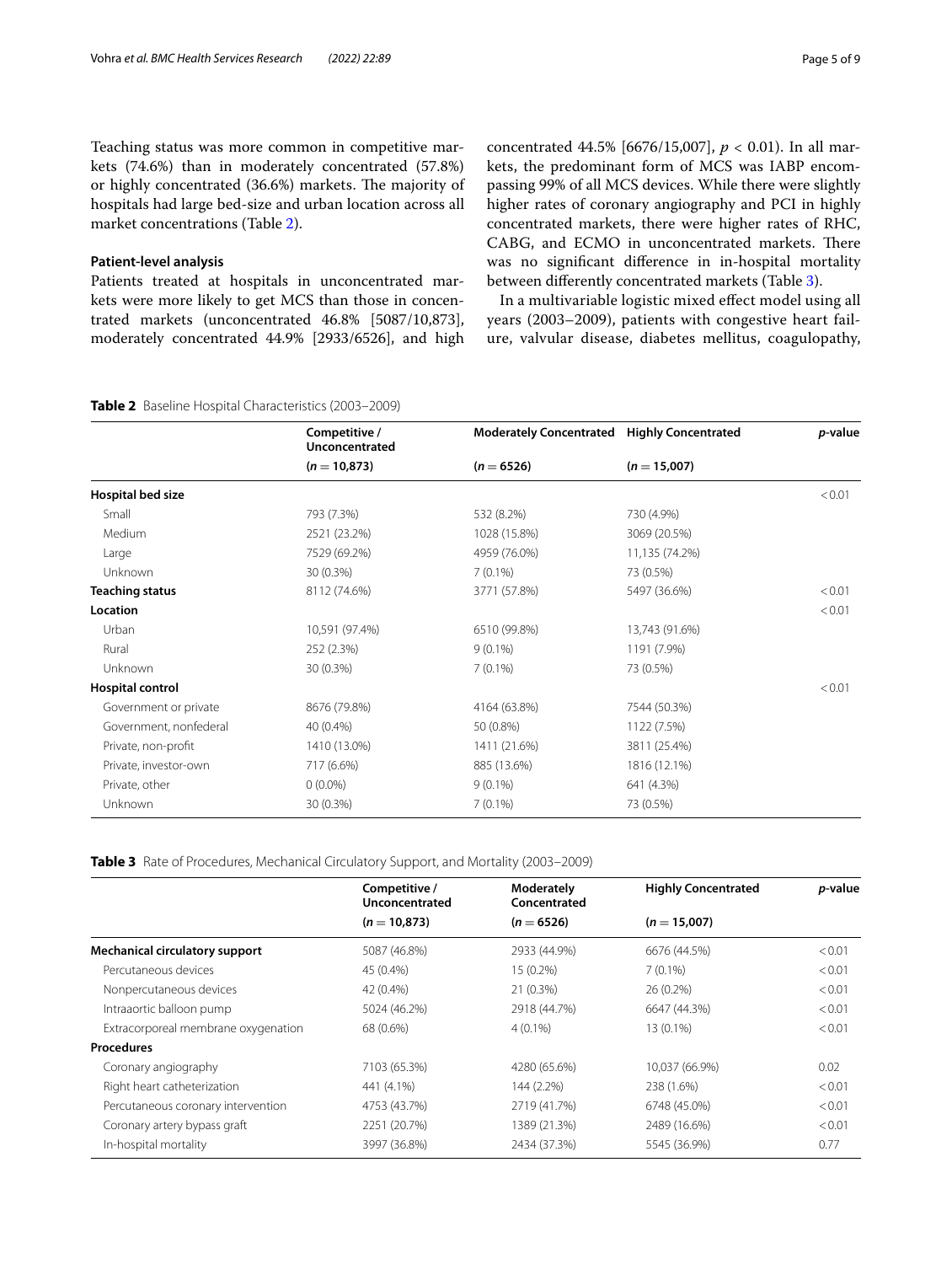Teaching status was more common in competitive markets (74.6%) than in moderately concentrated (57.8%) or highly concentrated (36.6%) markets. The majority of hospitals had large bed-size and urban location across all market concentrations (Table 2).

### Patient-level analysis

Patients treated at hospitals in unconcentrated markets were more likely to get MCS than those in concentrated markets (unconcentrated 46.8% [5087/10,873], moderately concentrated 44.9% [2933/6526], and high concentrated 44.5% [6676/15,007], $p < 0.01$). In all markets, the predominant form of MCS was IABP encompassing 99% of all MCS devices. While there were slightly higher rates of coronary angiography and PCI in highly concentrated markets, there were higher rates of RHC, CABG, and ECMO in unconcentrated markets. There was no significant difference in in-hospital mortality between differently concentrated markets (Table 3).

In a multivariable logistic mixed effect model using all years (2003–2009), patients with congestive heart failure, valvular disease, diabetes mellitus, coagulopathy,

**Table 2** Baseline Hospital Characteristics (2003–2009)

| | Competitive / Unconcentrated | Moderately Concentrated | Highly Concentrated | *p*-value |
|---|---|---|---|---|
| | (*n* = 10,873) | (*n* = 6526) | (*n* = 15,007) | |
| **Hospital bed size** | | | | < 0.01 |
| Small | 793 (7.3%) | 532 (8.2%) | 730 (4.9%) | |
| Medium | 2521 (23.2%) | 1028 (15.8%) | 3069 (20.5%) | |
| Large | 7529 (69.2%) | 4959 (76.0%) | 11,135 (74.2%) | |
| Unknown | 30 (0.3%) | 7 (0.1%) | 73 (0.5%) | |
| **Teaching status** | 8112 (74.6%) | 3771 (57.8%) | 5497 (36.6%) | < 0.01 |
| **Location** | | | | < 0.01 |
| Urban | 10,591 (97.4%) | 6510 (99.8%) | 13,743 (91.6%) | |
| Rural | 252 (2.3%) | 9 (0.1%) | 1191 (7.9%) | |
| Unknown | 30 (0.3%) | 7 (0.1%) | 73 (0.5%) | |
| **Hospital control** | | | | < 0.01 |
| Government or private | 8676 (79.8%) | 4164 (63.8%) | 7544 (50.3%) | |
| Government, nonfederal | 40 (0.4%) | 50 (0.8%) | 1122 (7.5%) | |
| Private, non-profit | 1410 (13.0%) | 1411 (21.6%) | 3811 (25.4%) | |
| Private, investor-own | 717 (6.6%) | 885 (13.6%) | 1816 (12.1%) | |
| Private, other | 0 (0.0%) | 9 (0.1%) | 641 (4.3%) | |
| Unknown | 30 (0.3%) | 7 (0.1%) | 73 (0.5%) | |

**Table 3** Rate of Procedures, Mechanical Circulatory Support, and Mortality (2003–2009)

| | Competitive / Unconcentrated | Moderately Concentrated | Highly Concentrated | *p*-value |
|---|---|---|---|---|
| | (*n* = 10,873) | (*n* = 6526) | (*n* = 15,007) | |
| **Mechanical circulatory support** | 5087 (46.8%) | 2933 (44.9%) | 6676 (44.5%) | < 0.01 |
| Percutaneous devices | 45 (0.4%) | 15 (0.2%) | 7 (0.1%) | < 0.01 |
| Nonpercutaneous devices | 42 (0.4%) | 21 (0.3%) | 26 (0.2%) | < 0.01 |
| Intraaortic balloon pump | 5024 (46.2%) | 2918 (44.7%) | 6647 (44.3%) | < 0.01 |
| Extracorporeal membrane oxygenation | 68 (0.6%) | 4 (0.1%) | 13 (0.1%) | < 0.01 |
| **Procedures** | | | | |
| Coronary angiography | 7103 (65.3%) | 4280 (65.6%) | 10,037 (66.9%) | 0.02 |
| Right heart catheterization | 441 (4.1%) | 144 (2.2%) | 238 (1.6%) | < 0.01 |
| Percutaneous coronary intervention | 4753 (43.7%) | 2719 (41.7%) | 6748 (45.0%) | < 0.01 |
| Coronary artery bypass graft | 2251 (20.7%) | 1389 (21.3%) | 2489 (16.6%) | < 0.01 |
| In-hospital mortality | 3997 (36.8%) | 2434 (37.3%) | 5545 (36.9%) | 0.77 |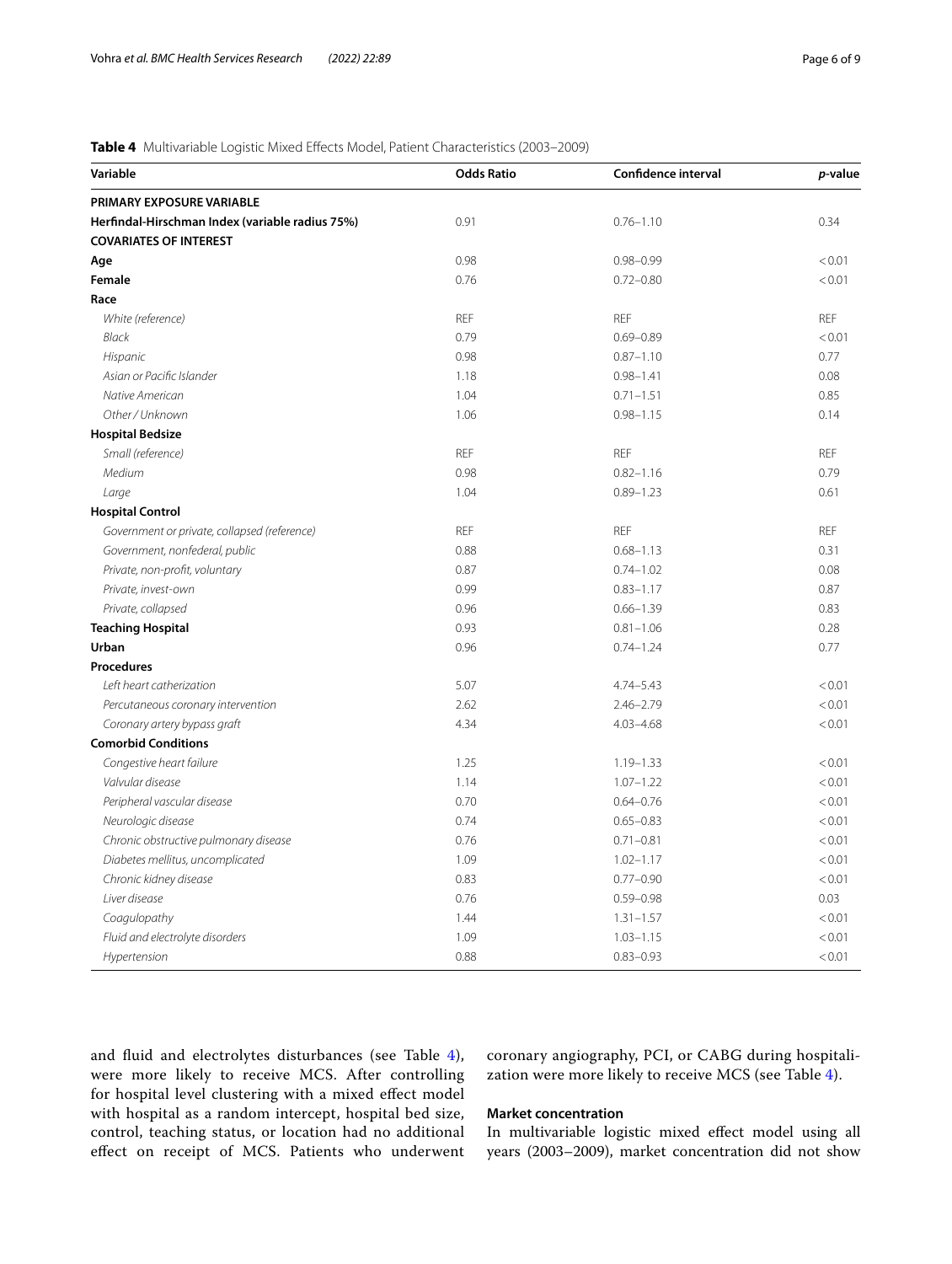**Table 4** Multivariable Logistic Mixed Effects Model, Patient Characteristics (2003–2009)

| Variable | Odds Ratio | Confidence interval | *p*-value |
|---|---|---|---|
| **PRIMARY EXPOSURE VARIABLE** | | | |
| **Herfindal-Hirschman Index (variable radius 75%)** | 0.91 | 0.76–1.10 | 0.34 |
| **COVARIATES OF INTEREST** | | | |
| **Age** | 0.98 | 0.98–0.99 | < 0.01 |
| **Female** | 0.76 | 0.72–0.80 | < 0.01 |
| **Race** | | | |
| *White (reference)* | REF | REF | REF |
| *Black* | 0.79 | 0.69–0.89 | < 0.01 |
| *Hispanic* | 0.98 | 0.87–1.10 | 0.77 |
| *Asian or Pacific Islander* | 1.18 | 0.98–1.41 | 0.08 |
| *Native American* | 1.04 | 0.71–1.51 | 0.85 |
| *Other / Unknown* | 1.06 | 0.98–1.15 | 0.14 |
| **Hospital Bedsize** | | | |
| *Small (reference)* | REF | REF | REF |
| *Medium* | 0.98 | 0.82–1.16 | 0.79 |
| *Large* | 1.04 | 0.89–1.23 | 0.61 |
| **Hospital Control** | | | |
| *Government or private, collapsed (reference)* | REF | REF | REF |
| *Government, nonfederal, public* | 0.88 | 0.68–1.13 | 0.31 |
| *Private, non-profit, voluntary* | 0.87 | 0.74–1.02 | 0.08 |
| *Private, invest-own* | 0.99 | 0.83–1.17 | 0.87 |
| *Private, collapsed* | 0.96 | 0.66–1.39 | 0.83 |
| **Teaching Hospital** | 0.93 | 0.81–1.06 | 0.28 |
| **Urban** | 0.96 | 0.74–1.24 | 0.77 |
| **Procedures** | | | |
| *Left heart catherization* | 5.07 | 4.74–5.43 | < 0.01 |
| *Percutaneous coronary intervention* | 2.62 | 2.46–2.79 | < 0.01 |
| *Coronary artery bypass graft* | 4.34 | 4.03–4.68 | < 0.01 |
| **Comorbid Conditions** | | | |
| *Congestive heart failure* | 1.25 | 1.19–1.33 | < 0.01 |
| *Valvular disease* | 1.14 | 1.07–1.22 | < 0.01 |
| *Peripheral vascular disease* | 0.70 | 0.64–0.76 | < 0.01 |
| *Neurologic disease* | 0.74 | 0.65–0.83 | < 0.01 |
| *Chronic obstructive pulmonary disease* | 0.76 | 0.71–0.81 | < 0.01 |
| *Diabetes mellitus, uncomplicated* | 1.09 | 1.02–1.17 | < 0.01 |
| *Chronic kidney disease* | 0.83 | 0.77–0.90 | < 0.01 |
| *Liver disease* | 0.76 | 0.59–0.98 | 0.03 |
| *Coagulopathy* | 1.44 | 1.31–1.57 | < 0.01 |
| *Fluid and electrolyte disorders* | 1.09 | 1.03–1.15 | < 0.01 |
| *Hypertension* | 0.88 | 0.83–0.93 | < 0.01 |

and fluid and electrolytes disturbances (see Table 4), were more likely to receive MCS. After controlling for hospital level clustering with a mixed effect model with hospital as a random intercept, hospital bed size, control, teaching status, or location had no additional effect on receipt of MCS. Patients who underwent coronary angiography, PCI, or CABG during hospitalization were more likely to receive MCS (see Table 4).

### Market concentration

In multivariable logistic mixed effect model using all years (2003–2009), market concentration did not show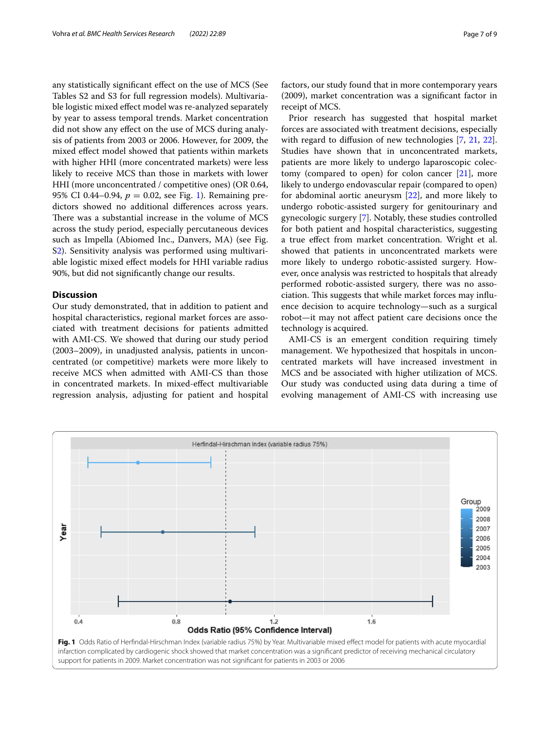any statistically significant effect on the use of MCS (See Tables S2 and S3 for full regression models). Multivariable logistic mixed effect model was re-analyzed separately by year to assess temporal trends. Market concentration did not show any effect on the use of MCS during analysis of patients from 2003 or 2006. However, for 2009, the mixed effect model showed that patients within markets with higher HHI (more concentrated markets) were less likely to receive MCS than those in markets with lower HHI (more unconcentrated / competitive ones) (OR 0.64, 95% CI 0.44–0.94, $p = 0.02$, see Fig. 1). Remaining predictors showed no additional differences across years. There was a substantial increase in the volume of MCS across the study period, especially percutaneous devices such as Impella (Abiomed Inc., Danvers, MA) (see Fig. S2). Sensitivity analysis was performed using multivariable logistic mixed effect models for HHI variable radius 90%, but did not significantly change our results.

## Discussion

Our study demonstrated, that in addition to patient and hospital characteristics, regional market forces are associated with treatment decisions for patients admitted with AMI-CS. We showed that during our study period (2003–2009), in unadjusted analysis, patients in unconcentrated (or competitive) markets were more likely to receive MCS when admitted with AMI-CS than those in concentrated markets. In mixed-effect multivariable regression analysis, adjusting for patient and hospital factors, our study found that in more contemporary years (2009), market concentration was a significant factor in receipt of MCS.

Prior research has suggested that hospital market forces are associated with treatment decisions, especially with regard to diffusion of new technologies [7, 21, 22]. Studies have shown that in unconcentrated markets, patients are more likely to undergo laparoscopic colectomy (compared to open) for colon cancer [21], more likely to undergo endovascular repair (compared to open) for abdominal aortic aneurysm [22], and more likely to undergo robotic-assisted surgery for genitourinary and gynecologic surgery [7]. Notably, these studies controlled for both patient and hospital characteristics, suggesting a true effect from market concentration. Wright et al. showed that patients in unconcentrated markets were more likely to undergo robotic-assisted surgery. However, once analysis was restricted to hospitals that already performed robotic-assisted surgery, there was no association. This suggests that while market forces may influence decision to acquire technology—such as a surgical robot—it may not affect patient care decisions once the technology is acquired.

AMI-CS is an emergent condition requiring timely management. We hypothesized that hospitals in unconcentrated markets will have increased investment in MCS and be associated with higher utilization of MCS. Our study was conducted using data during a time of evolving management of AMI-CS with increasing use

**Fig. 1** Odds Ratio of Herfindal-Hirschman Index (variable radius 75%) by Year. Multivariable mixed effect model for patients with acute myocardial infarction complicated by cardiogenic shock showed that market concentration was a significant predictor of receiving mechanical circulatory support for patients in 2009. Market concentration was not significant for patients in 2003 or 2006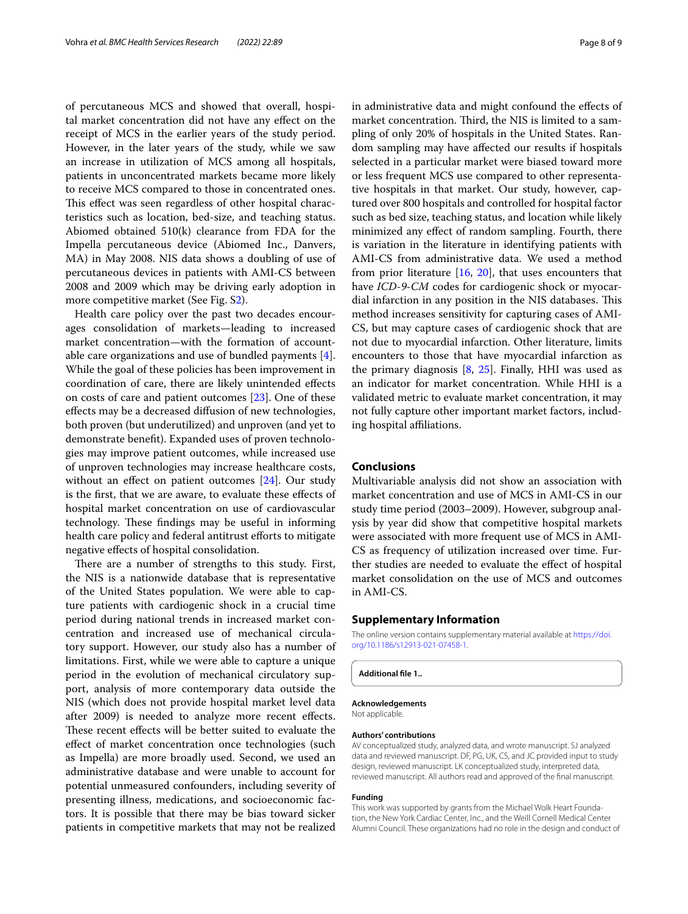of percutaneous MCS and showed that overall, hospital market concentration did not have any effect on the receipt of MCS in the earlier years of the study period. However, in the later years of the study, while we saw an increase in utilization of MCS among all hospitals, patients in unconcentrated markets became more likely to receive MCS compared to those in concentrated ones. This effect was seen regardless of other hospital characteristics such as location, bed-size, and teaching status. Abiomed obtained 510(k) clearance from FDA for the Impella percutaneous device (Abiomed Inc., Danvers, MA) in May 2008. NIS data shows a doubling of use of percutaneous devices in patients with AMI-CS between 2008 and 2009 which may be driving early adoption in more competitive market (See Fig. S2).

Health care policy over the past two decades encourages consolidation of markets—leading to increased market concentration—with the formation of accountable care organizations and use of bundled payments [4]. While the goal of these policies has been improvement in coordination of care, there are likely unintended effects on costs of care and patient outcomes [23]. One of these effects may be a decreased diffusion of new technologies, both proven (but underutilized) and unproven (and yet to demonstrate benefit). Expanded uses of proven technologies may improve patient outcomes, while increased use of unproven technologies may increase healthcare costs, without an effect on patient outcomes [24]. Our study is the first, that we are aware, to evaluate these effects of hospital market concentration on use of cardiovascular technology. These findings may be useful in informing health care policy and federal antitrust efforts to mitigate negative effects of hospital consolidation.

There are a number of strengths to this study. First, the NIS is a nationwide database that is representative of the United States population. We were able to capture patients with cardiogenic shock in a crucial time period during national trends in increased market concentration and increased use of mechanical circulatory support. However, our study also has a number of limitations. First, while we were able to capture a unique period in the evolution of mechanical circulatory support, analysis of more contemporary data outside the NIS (which does not provide hospital market level data after 2009) is needed to analyze more recent effects. These recent effects will be better suited to evaluate the effect of market concentration once technologies (such as Impella) are more broadly used. Second, we used an administrative database and were unable to account for potential unmeasured confounders, including severity of presenting illness, medications, and socioeconomic factors. It is possible that there may be bias toward sicker patients in competitive markets that may not be realized in administrative data and might confound the effects of market concentration. Third, the NIS is limited to a sampling of only 20% of hospitals in the United States. Random sampling may have affected our results if hospitals selected in a particular market were biased toward more or less frequent MCS use compared to other representative hospitals in that market. Our study, however, captured over 800 hospitals and controlled for hospital factor such as bed size, teaching status, and location while likely minimized any effect of random sampling. Fourth, there is variation in the literature in identifying patients with AMI-CS from administrative data. We used a method from prior literature [16, 20], that uses encounters that have *ICD-9-CM* codes for cardiogenic shock or myocardial infarction in any position in the NIS databases. This method increases sensitivity for capturing cases of AMI-CS, but may capture cases of cardiogenic shock that are not due to myocardial infarction. Other literature, limits encounters to those that have myocardial infarction as the primary diagnosis [8, 25]. Finally, HHI was used as an indicator for market concentration. While HHI is a validated metric to evaluate market concentration, it may not fully capture other important market factors, including hospital affiliations.

## Conclusions

Multivariable analysis did not show an association with market concentration and use of MCS in AMI-CS in our study time period (2003–2009). However, subgroup analysis by year did show that competitive hospital markets were associated with more frequent use of MCS in AMI-CS as frequency of utilization increased over time. Further studies are needed to evaluate the effect of hospital market consolidation on the use of MCS and outcomes in AMI-CS.

## Supplementary Information

The online version contains supplementary material available at https://doi.org/10.1186/s12913-021-07458-1.

**Additional file 1..**

#### Acknowledgements

Not applicable.

#### Authors' contributions

AV conceptualized study, analyzed data, and wrote manuscript. SJ analyzed data and reviewed manuscript. DF, PG, UK, CS, and JC provided input to study design, reviewed manuscript. LK conceptualized study, interpreted data, reviewed manuscript. All authors read and approved of the final manuscript.

#### Funding

This work was supported by grants from the Michael Wolk Heart Foundation, the New York Cardiac Center, Inc., and the Weill Cornell Medical Center Alumni Council. These organizations had no role in the design and conduct of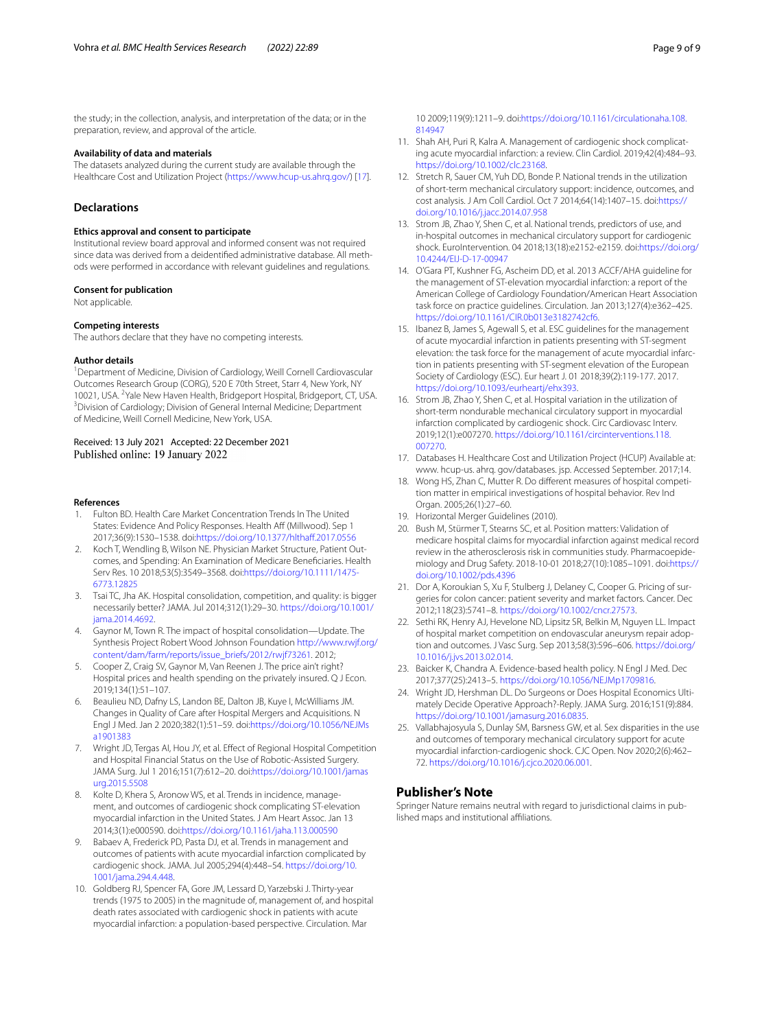the study; in the collection, analysis, and interpretation of the data; or in the preparation, review, and approval of the article.

**Availability of data and materials**

The datasets analyzed during the current study are available through the Healthcare Cost and Utilization Project (https://www.hcup-us.ahrq.gov/) [17].

## Declarations

**Ethics approval and consent to participate**

Institutional review board approval and informed consent was not required since data was derived from a deidentified administrative database. All methods were performed in accordance with relevant guidelines and regulations.

**Consent for publication**

Not applicable.

**Competing interests**

The authors declare that they have no competing interests.

**Author details**

[1]Department of Medicine, Division of Cardiology, Weill Cornell Cardiovascular Outcomes Research Group (CORG), 520 E 70th Street, Starr 4, New York, NY 10021, USA. [2]Yale New Haven Health, Bridgeport Hospital, Bridgeport, CT, USA. [3]Division of Cardiology; Division of General Internal Medicine; Department of Medicine, Weill Cornell Medicine, New York, USA.

Received: 13 July 2021 Accepted: 22 December 2021
Published online: 19 January 2022

**References**

1. Fulton BD. Health Care Market Concentration Trends In The United States: Evidence And Policy Responses. Health Aff (Millwood). Sep 1 2017;36(9):1530–1538. doi:https://doi.org/10.1377/hlthaff.2017.0556
2. Koch T, Wendling B, Wilson NE. Physician Market Structure, Patient Outcomes, and Spending: An Examination of Medicare Beneficiaries. Health Serv Res. 10 2018;53(5):3549–3568. doi:https://doi.org/10.1111/1475-6773.12825
3. Tsai TC, Jha AK. Hospital consolidation, competition, and quality: is bigger necessarily better? JAMA. Jul 2014;312(1):29–30. https://doi.org/10.1001/jama.2014.4692.
4. Gaynor M, Town R. The impact of hospital consolidation—Update. The Synthesis Project Robert Wood Johnson Foundation http://www.rwjf.org/content/dam/farm/reports/issue_briefs/2012/rwjf73261. 2012;
5. Cooper Z, Craig SV, Gaynor M, Van Reenen J. The price ain't right? Hospital prices and health spending on the privately insured. Q J Econ. 2019;134(1):51–107.
6. Beaulieu ND, Dafny LS, Landon BE, Dalton JB, Kuye I, McWilliams JM. Changes in Quality of Care after Hospital Mergers and Acquisitions. N Engl J Med. Jan 2 2020;382(1):51–59. doi:https://doi.org/10.1056/NEJMsa1901383
7. Wright JD, Tergas AI, Hou JY, et al. Effect of Regional Hospital Competition and Hospital Financial Status on the Use of Robotic-Assisted Surgery. JAMA Surg. Jul 1 2016;151(7):612–20. doi:https://doi.org/10.1001/jamasurg.2015.5508
8. Kolte D, Khera S, Aronow WS, et al. Trends in incidence, management, and outcomes of cardiogenic shock complicating ST-elevation myocardial infarction in the United States. J Am Heart Assoc. Jan 13 2014;3(1):e000590. doi:https://doi.org/10.1161/jaha.113.000590
9. Babaev A, Frederick PD, Pasta DJ, et al. Trends in management and outcomes of patients with acute myocardial infarction complicated by cardiogenic shock. JAMA. Jul 2005;294(4):448–54. https://doi.org/10.1001/jama.294.4.448.
10. Goldberg RJ, Spencer FA, Gore JM, Lessard D, Yarzebski J. Thirty-year trends (1975 to 2005) in the magnitude of, management of, and hospital death rates associated with cardiogenic shock in patients with acute myocardial infarction: a population-based perspective. Circulation. Mar 10 2009;119(9):1211–9. doi:https://doi.org/10.1161/circulationaha.108.814947
11. Shah AH, Puri R, Kalra A. Management of cardiogenic shock complicating acute myocardial infarction: a review. Clin Cardiol. 2019;42(4):484–93. https://doi.org/10.1002/clc.23168.
12. Stretch R, Sauer CM, Yuh DD, Bonde P. National trends in the utilization of short-term mechanical circulatory support: incidence, outcomes, and cost analysis. J Am Coll Cardiol. Oct 7 2014;64(14):1407–15. doi:https://doi.org/10.1016/j.jacc.2014.07.958
13. Strom JB, Zhao Y, Shen C, et al. National trends, predictors of use, and in-hospital outcomes in mechanical circulatory support for cardiogenic shock. EuroIntervention. 04 2018;13(18):e2152-e2159. doi:https://doi.org/10.4244/EIJ-D-17-00947
14. O'Gara PT, Kushner FG, Ascheim DD, et al. 2013 ACCF/AHA guideline for the management of ST-elevation myocardial infarction: a report of the American College of Cardiology Foundation/American Heart Association task force on practice guidelines. Circulation. Jan 2013;127(4):e362–425. https://doi.org/10.1161/CIR.0b013e3182742cf6.
15. Ibanez B, James S, Agewall S, et al. ESC guidelines for the management of acute myocardial infarction in patients presenting with ST-segment elevation: the task force for the management of acute myocardial infarction in patients presenting with ST-segment elevation of the European Society of Cardiology (ESC). Eur heart J. 01 2018;39(2):119-177. 2017. https://doi.org/10.1093/eurheartj/ehx393.
16. Strom JB, Zhao Y, Shen C, et al. Hospital variation in the utilization of short-term nondurable mechanical circulatory support in myocardial infarction complicated by cardiogenic shock. Circ Cardiovasc Interv. 2019;12(1):e007270. https://doi.org/10.1161/circinterventions.118.007270.
17. Databases H. Healthcare Cost and Utilization Project (HCUP) Available at: www. hcup-us. ahrq. gov/databases. jsp. Accessed September. 2017;14.
18. Wong HS, Zhan C, Mutter R. Do different measures of hospital competition matter in empirical investigations of hospital behavior. Rev Ind Organ. 2005;26(1):27–60.
19. Horizontal Merger Guidelines (2010).
20. Bush M, Stürmer T, Stearns SC, et al. Position matters: Validation of medicare hospital claims for myocardial infarction against medical record review in the atherosclerosis risk in communities study. Pharmacoepidemiology and Drug Safety. 2018-10-01 2018;27(10):1085–1091. doi:https://doi.org/10.1002/pds.4396
21. Dor A, Koroukian S, Xu F, Stulberg J, Delaney C, Cooper G. Pricing of surgeries for colon cancer: patient severity and market factors. Cancer. Dec 2012;118(23):5741–8. https://doi.org/10.1002/cncr.27573.
22. Sethi RK, Henry AJ, Hevelone ND, Lipsitz SR, Belkin M, Nguyen LL. Impact of hospital market competition on endovascular aneurysm repair adoption and outcomes. J Vasc Surg. Sep 2013;58(3):596–606. https://doi.org/10.1016/j.jvs.2013.02.014.
23. Baicker K, Chandra A. Evidence-based health policy. N Engl J Med. Dec 2017;377(25):2413–5. https://doi.org/10.1056/NEJMp1709816.
24. Wright JD, Hershman DL. Do Surgeons or Does Hospital Economics Ultimately Decide Operative Approach?-Reply. JAMA Surg. 2016;151(9):884. https://doi.org/10.1001/jamasurg.2016.0835.
25. Vallabhajosyula S, Dunlay SM, Barsness GW, et al. Sex disparities in the use and outcomes of temporary mechanical circulatory support for acute myocardial infarction-cardiogenic shock. CJC Open. Nov 2020;2(6):462–72. https://doi.org/10.1016/j.cjco.2020.06.001.

## Publisher's Note

Springer Nature remains neutral with regard to jurisdictional claims in published maps and institutional affiliations.